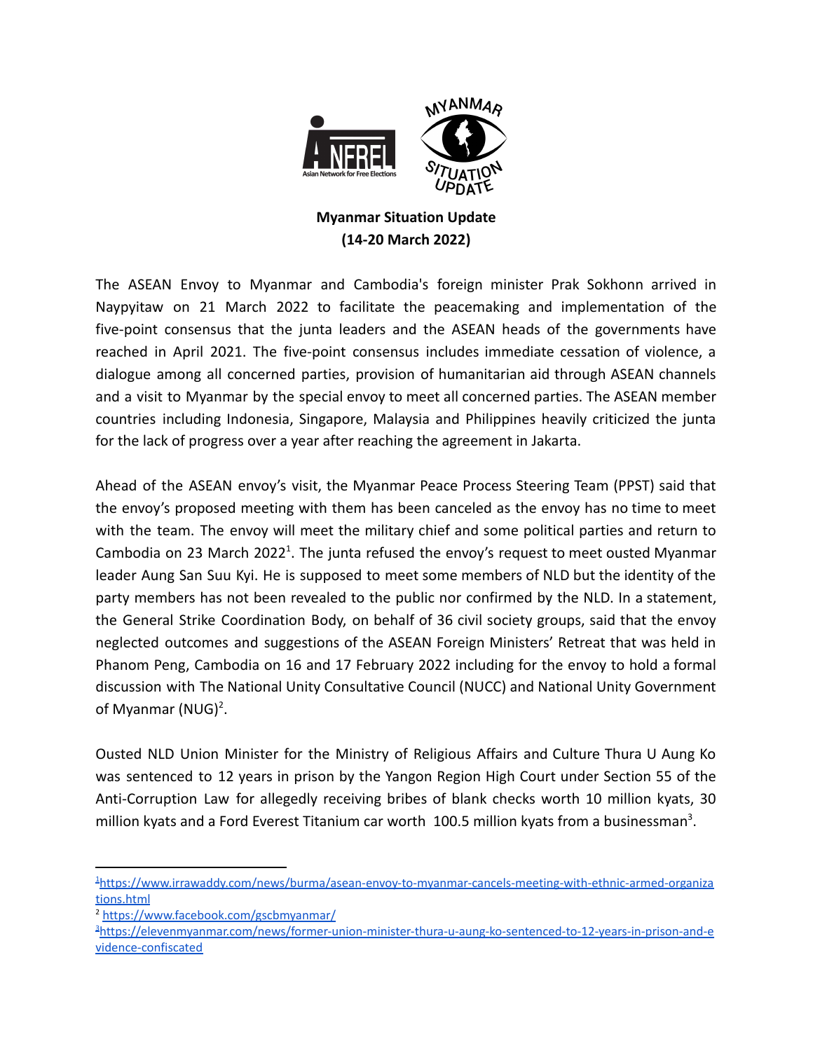**Myanmar Situation Update**
**(14-20 March 2022)**

The ASEAN Envoy to Myanmar and Cambodia's foreign minister Prak Sokhonn arrived in Naypyitaw on 21 March 2022 to facilitate the peacemaking and implementation of the five-point consensus that the junta leaders and the ASEAN heads of the governments have reached in April 2021. The five-point consensus includes immediate cessation of violence, a dialogue among all concerned parties, provision of humanitarian aid through ASEAN channels and a visit to Myanmar by the special envoy to meet all concerned parties. The ASEAN member countries including Indonesia, Singapore, Malaysia and Philippines heavily criticized the junta for the lack of progress over a year after reaching the agreement in Jakarta.

Ahead of the ASEAN envoy's visit, the Myanmar Peace Process Steering Team (PPST) said that the envoy's proposed meeting with them has been canceled as the envoy has no time to meet with the team. The envoy will meet the military chief and some political parties and return to Cambodia on 23 March 2022[1]. The junta refused the envoy's request to meet ousted Myanmar leader Aung San Suu Kyi. He is supposed to meet some members of NLD but the identity of the party members has not been revealed to the public nor confirmed by the NLD. In a statement, the General Strike Coordination Body, on behalf of 36 civil society groups, said that the envoy neglected outcomes and suggestions of the ASEAN Foreign Ministers' Retreat that was held in Phanom Peng, Cambodia on 16 and 17 February 2022 including for the envoy to hold a formal discussion with The National Unity Consultative Council (NUCC) and National Unity Government of Myanmar (NUG)[2].

Ousted NLD Union Minister for the Ministry of Religious Affairs and Culture Thura U Aung Ko was sentenced to 12 years in prison by the Yangon Region High Court under Section 55 of the Anti-Corruption Law for allegedly receiving bribes of blank checks worth 10 million kyats, 30 million kyats and a Ford Everest Titanium car worth 100.5 million kyats from a businessman[3].

---

[1] https://www.irrawaddy.com/news/burma/asean-envoy-to-myanmar-cancels-meeting-with-ethnic-armed-organizations.html

[2] https://www.facebook.com/gscbmyanmar/

[3] https://elevenmyanmar.com/news/former-union-minister-thura-u-aung-ko-sentenced-to-12-years-in-prison-and-evidence-confiscated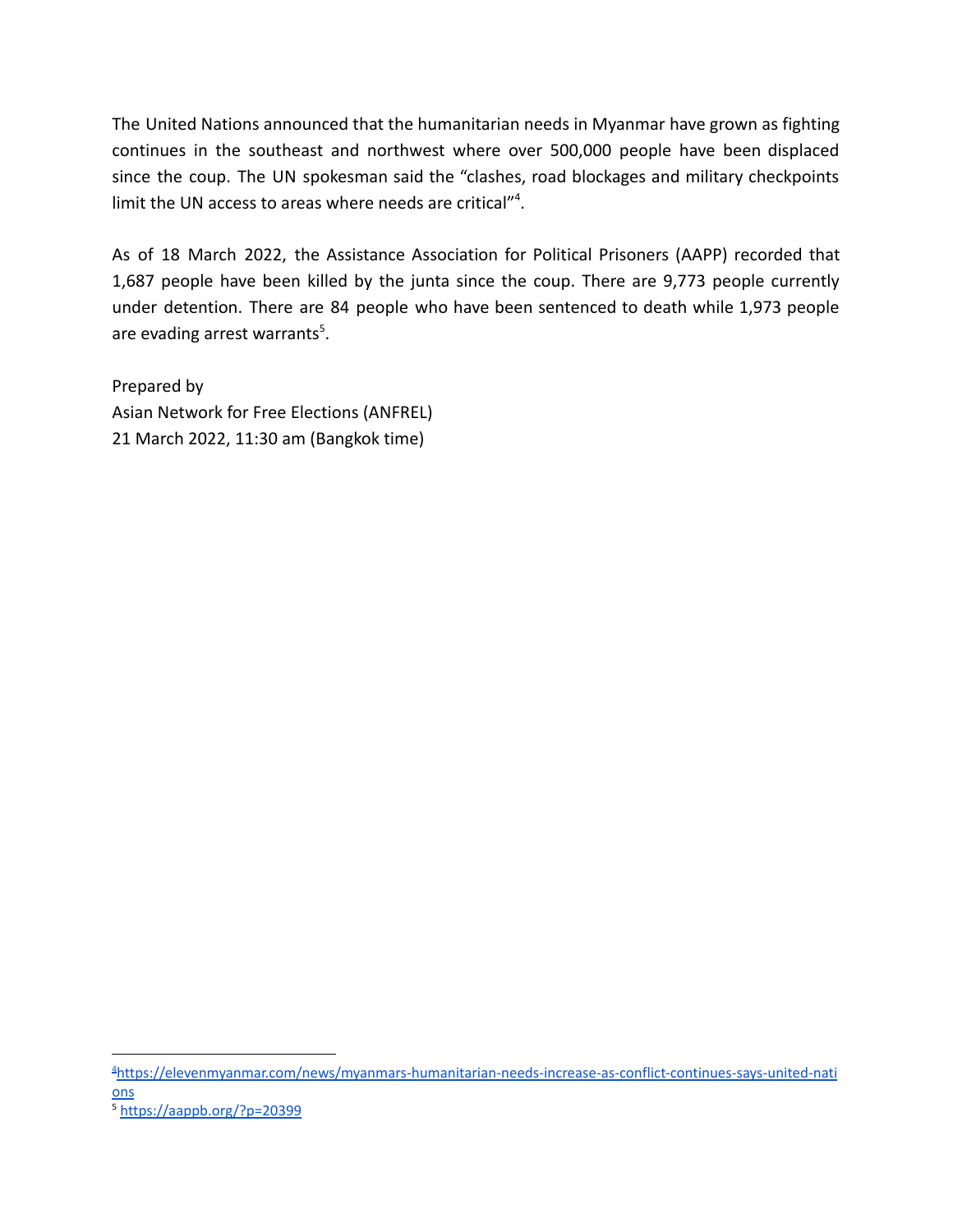The United Nations announced that the humanitarian needs in Myanmar have grown as fighting continues in the southeast and northwest where over 500,000 people have been displaced since the coup. The UN spokesman said the "clashes, road blockages and military checkpoints limit the UN access to areas where needs are critical"[4].

As of 18 March 2022, the Assistance Association for Political Prisoners (AAPP) recorded that 1,687 people have been killed by the junta since the coup. There are 9,773 people currently under detention. There are 84 people who have been sentenced to death while 1,973 people are evading arrest warrants[5].

Prepared by
Asian Network for Free Elections (ANFREL)
21 March 2022, 11:30 am (Bangkok time)

---

[4] https://elevenmyanmar.com/news/myanmars-humanitarian-needs-increase-as-conflict-continues-says-united-nations

[5] https://aappb.org/?p=20399